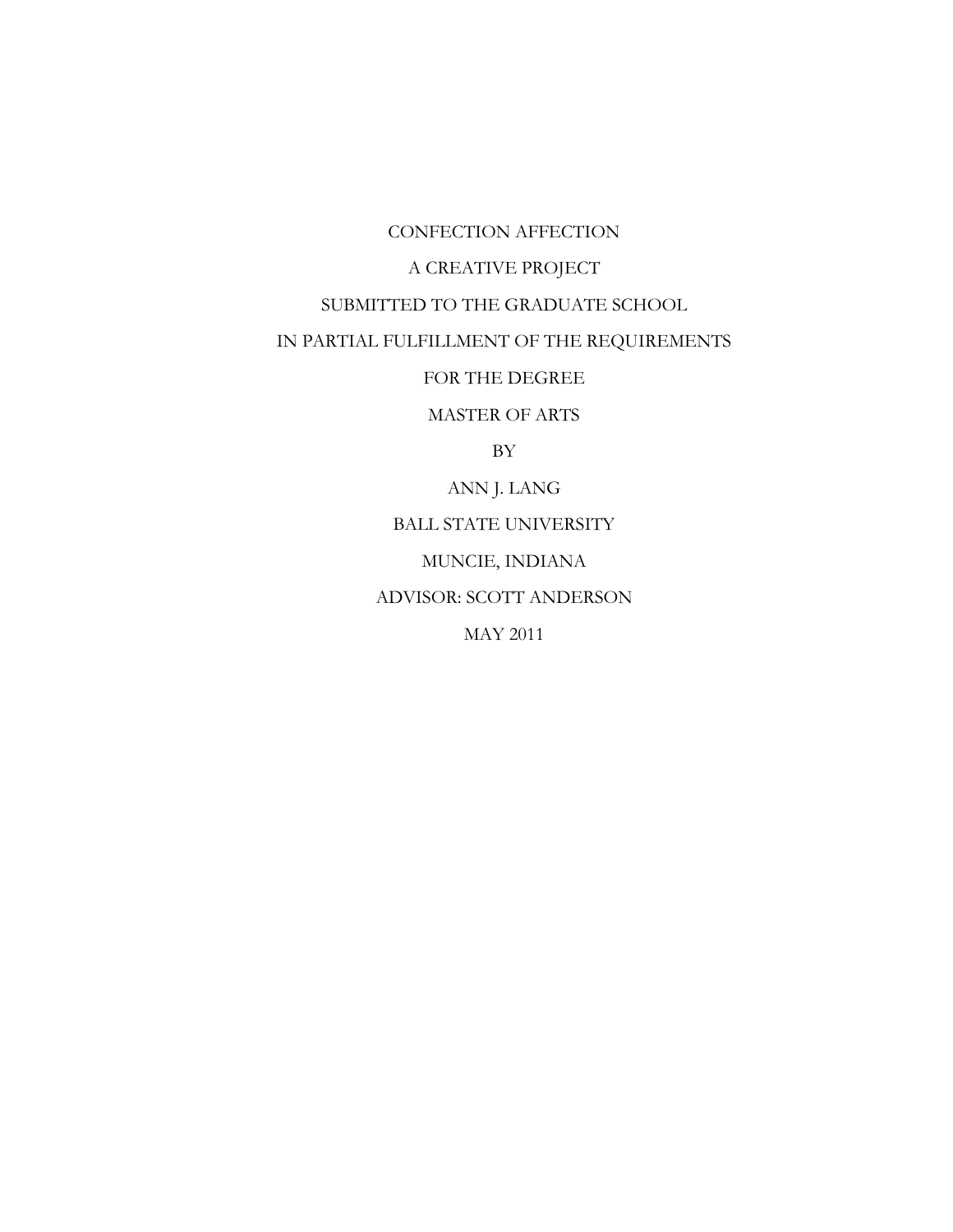# CONFECTION AFFECTION

A CREATIVE PROJECT

SUBMITTED TO THE GRADUATE SCHOOL

IN PARTIAL FULFILLMENT OF THE REQUIREMENTS

FOR THE DEGREE

MASTER OF ARTS

BY

ANN J. LANG

BALL STATE UNIVERSITY

MUNCIE, INDIANA

ADVISOR: SCOTT ANDERSON

MAY 2011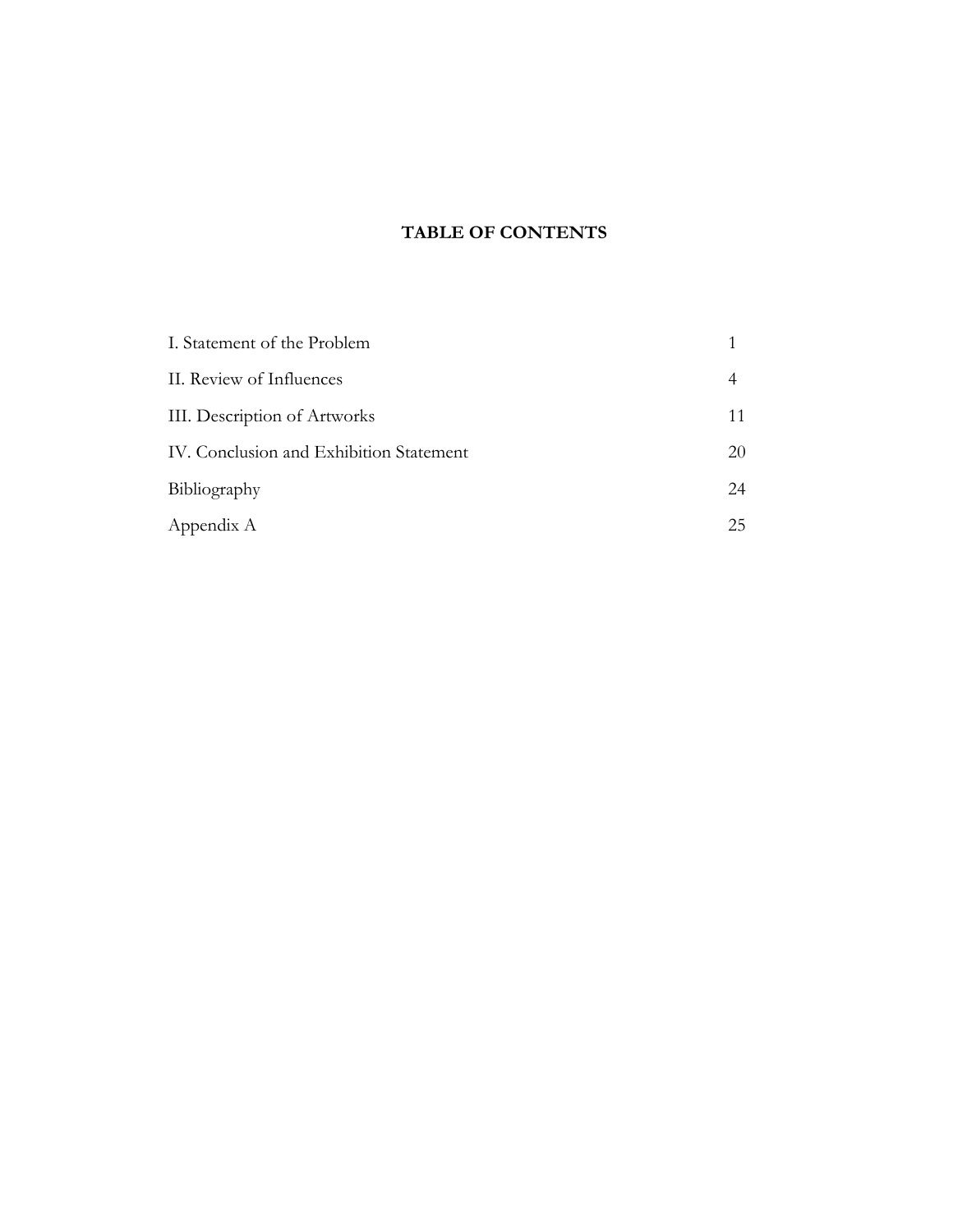# TABLE OF CONTENTS

| | |
|---|---|
| I. Statement of the Problem | 1 |
| II. Review of Influences | 4 |
| III. Description of Artworks | 11 |
| IV. Conclusion and Exhibition Statement | 20 |
| Bibliography | 24 |
| Appendix A | 25 |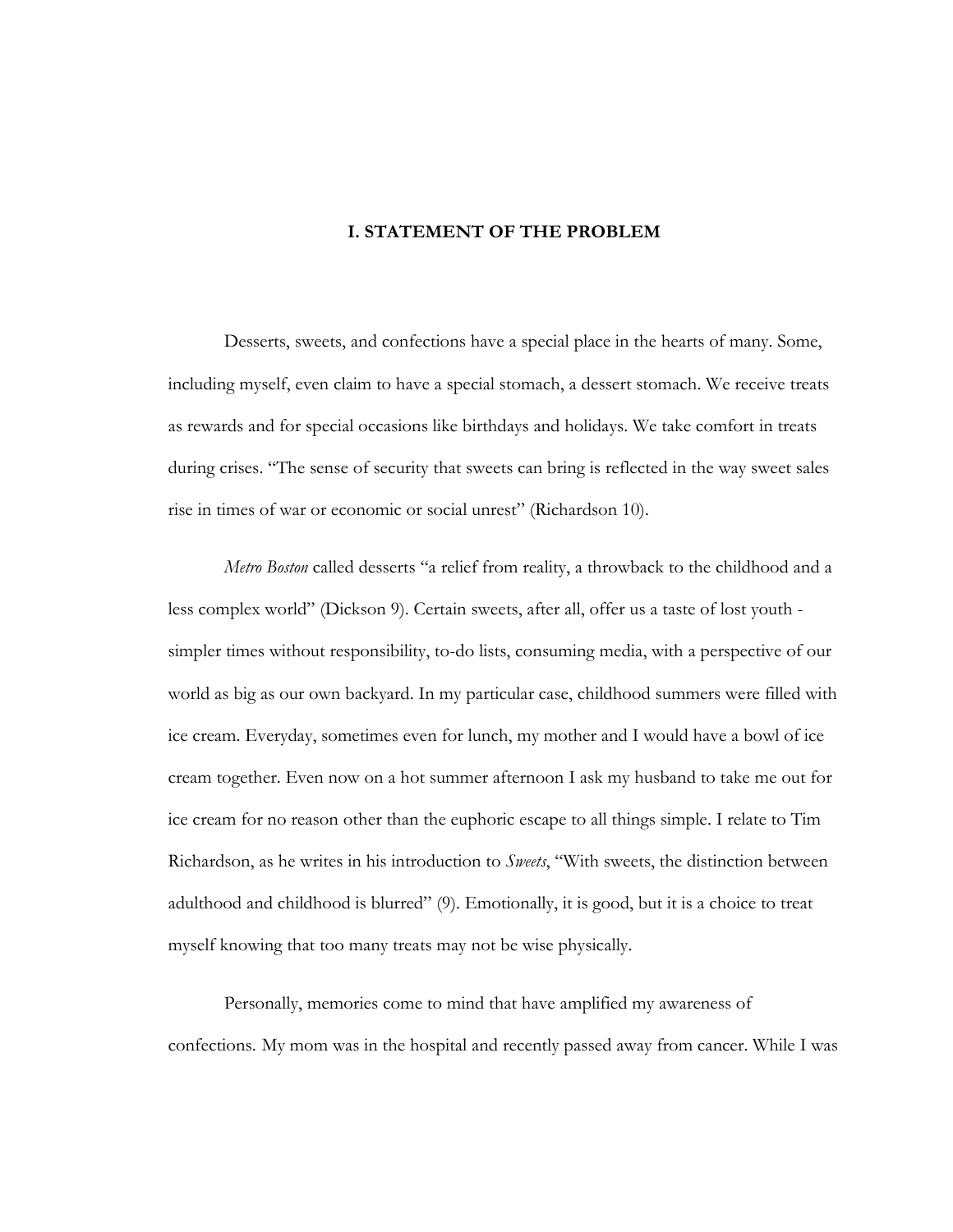# I. STATEMENT OF THE PROBLEM

Desserts, sweets, and confections have a special place in the hearts of many. Some, including myself, even claim to have a special stomach, a dessert stomach. We receive treats as rewards and for special occasions like birthdays and holidays. We take comfort in treats during crises. "The sense of security that sweets can bring is reflected in the way sweet sales rise in times of war or economic or social unrest" (Richardson 10).

*Metro Boston* called desserts "a relief from reality, a throwback to the childhood and a less complex world" (Dickson 9). Certain sweets, after all, offer us a taste of lost youth - simpler times without responsibility, to-do lists, consuming media, with a perspective of our world as big as our own backyard. In my particular case, childhood summers were filled with ice cream. Everyday, sometimes even for lunch, my mother and I would have a bowl of ice cream together. Even now on a hot summer afternoon I ask my husband to take me out for ice cream for no reason other than the euphoric escape to all things simple. I relate to Tim Richardson, as he writes in his introduction to *Sweets*, "With sweets, the distinction between adulthood and childhood is blurred" (9). Emotionally, it is good, but it is a choice to treat myself knowing that too many treats may not be wise physically.

Personally, memories come to mind that have amplified my awareness of confections. My mom was in the hospital and recently passed away from cancer. While I was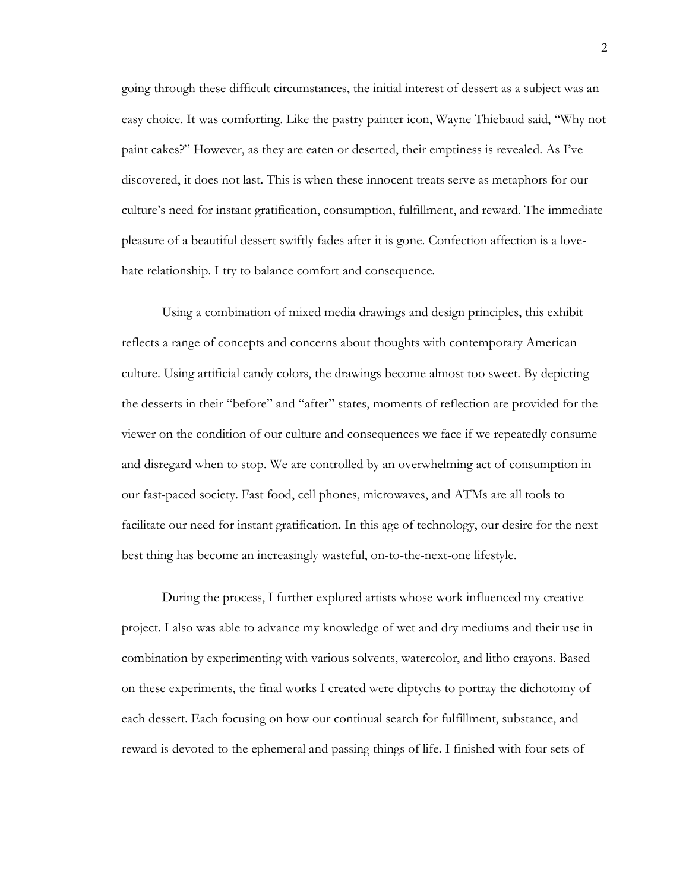going through these difficult circumstances, the initial interest of dessert as a subject was an easy choice. It was comforting. Like the pastry painter icon, Wayne Thiebaud said, "Why not paint cakes?" However, as they are eaten or deserted, their emptiness is revealed. As I've discovered, it does not last. This is when these innocent treats serve as metaphors for our culture's need for instant gratification, consumption, fulfillment, and reward. The immediate pleasure of a beautiful dessert swiftly fades after it is gone. Confection affection is a love-hate relationship. I try to balance comfort and consequence.

Using a combination of mixed media drawings and design principles, this exhibit reflects a range of concepts and concerns about thoughts with contemporary American culture. Using artificial candy colors, the drawings become almost too sweet. By depicting the desserts in their "before" and "after" states, moments of reflection are provided for the viewer on the condition of our culture and consequences we face if we repeatedly consume and disregard when to stop. We are controlled by an overwhelming act of consumption in our fast-paced society. Fast food, cell phones, microwaves, and ATMs are all tools to facilitate our need for instant gratification. In this age of technology, our desire for the next best thing has become an increasingly wasteful, on-to-the-next-one lifestyle.

During the process, I further explored artists whose work influenced my creative project. I also was able to advance my knowledge of wet and dry mediums and their use in combination by experimenting with various solvents, watercolor, and litho crayons. Based on these experiments, the final works I created were diptychs to portray the dichotomy of each dessert. Each focusing on how our continual search for fulfillment, substance, and reward is devoted to the ephemeral and passing things of life. I finished with four sets of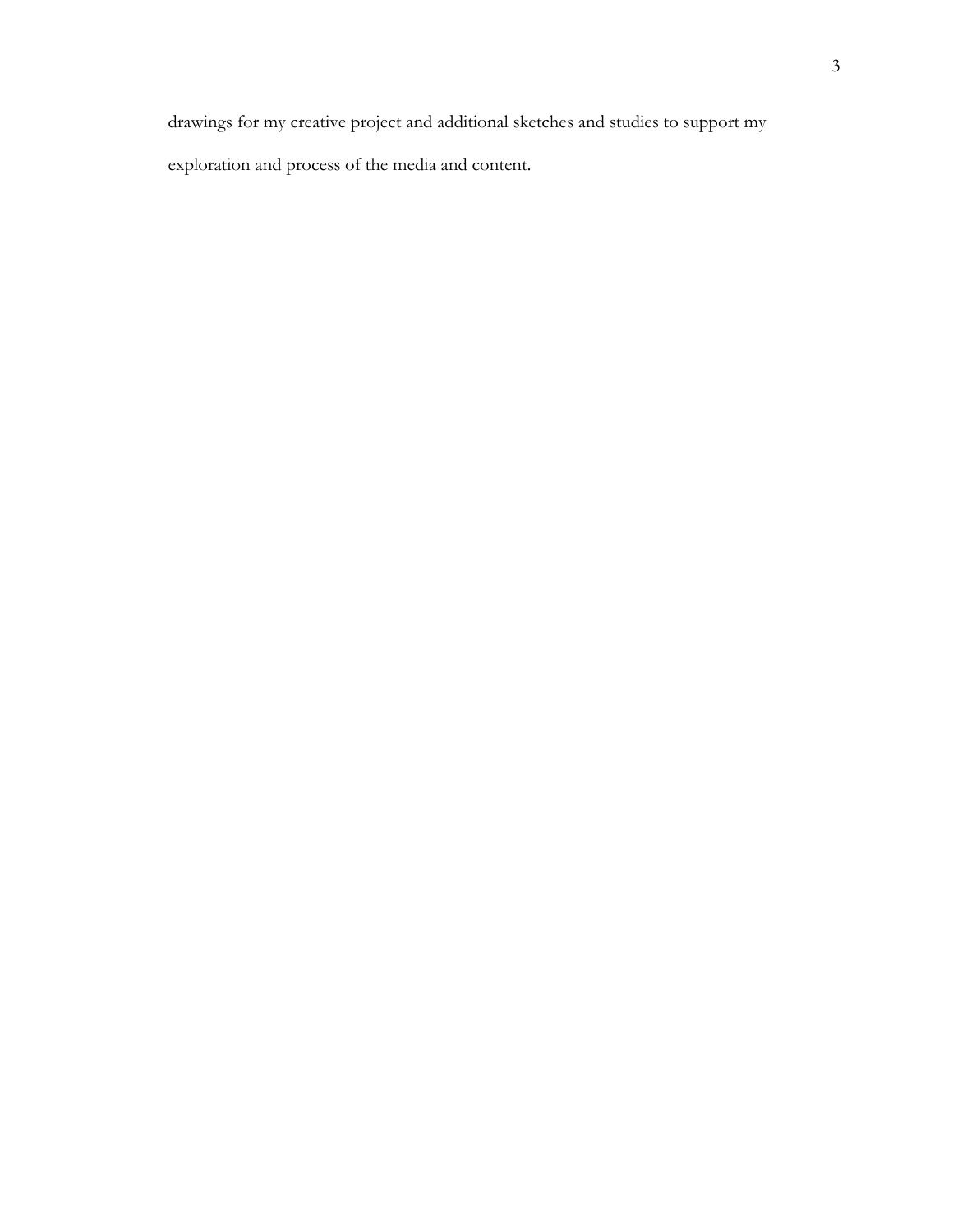drawings for my creative project and additional sketches and studies to support my exploration and process of the media and content.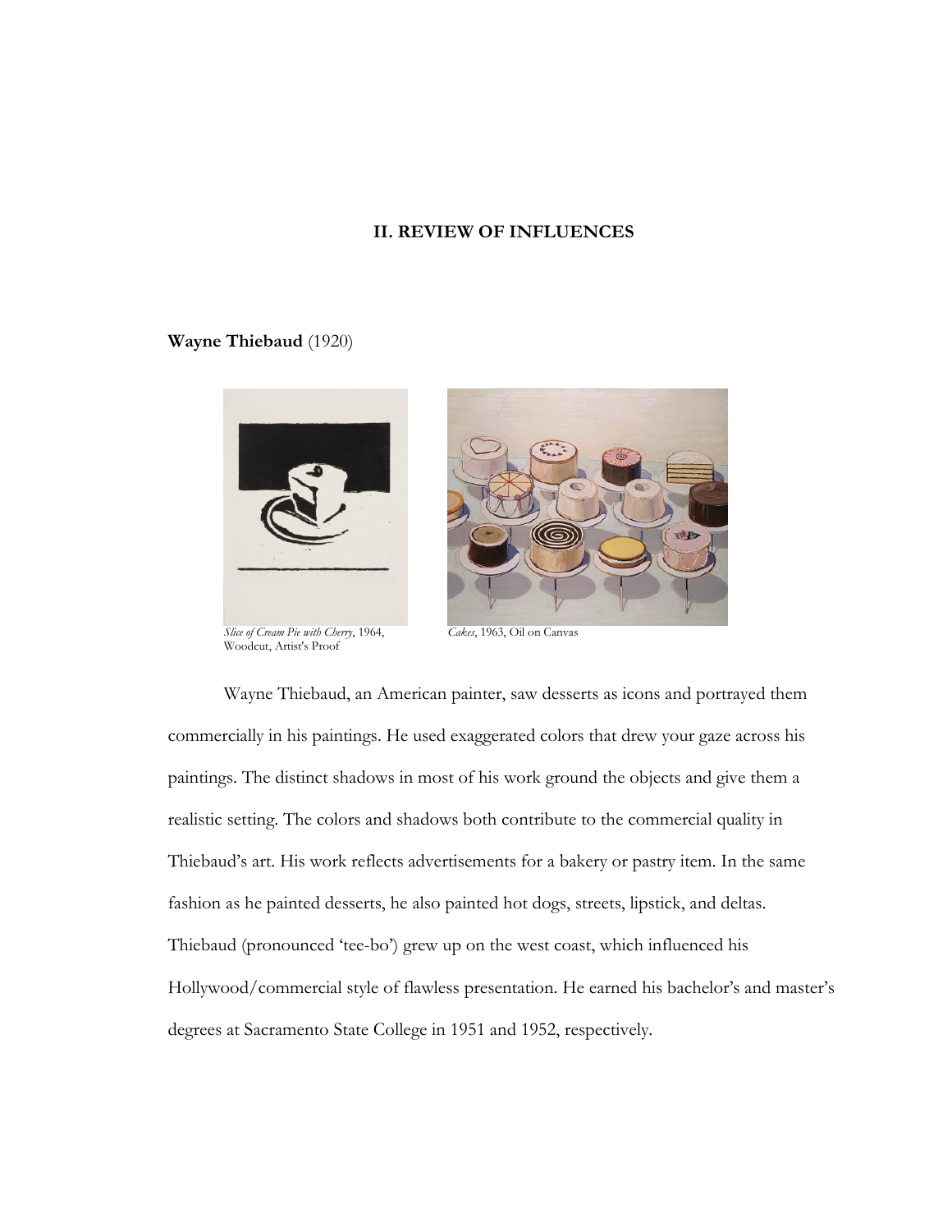## II. REVIEW OF INFLUENCES

**Wayne Thiebaud** (1920)

*Slice of Cream Pie with Cherry*, 1964, Woodcut, Artist's Proof

*Cakes*, 1963, Oil on Canvas

Wayne Thiebaud, an American painter, saw desserts as icons and portrayed them commercially in his paintings. He used exaggerated colors that drew your gaze across his paintings. The distinct shadows in most of his work ground the objects and give them a realistic setting. The colors and shadows both contribute to the commercial quality in Thiebaud's art. His work reflects advertisements for a bakery or pastry item. In the same fashion as he painted desserts, he also painted hot dogs, streets, lipstick, and deltas. Thiebaud (pronounced 'tee-bo') grew up on the west coast, which influenced his Hollywood/commercial style of flawless presentation. He earned his bachelor's and master's degrees at Sacramento State College in 1951 and 1952, respectively.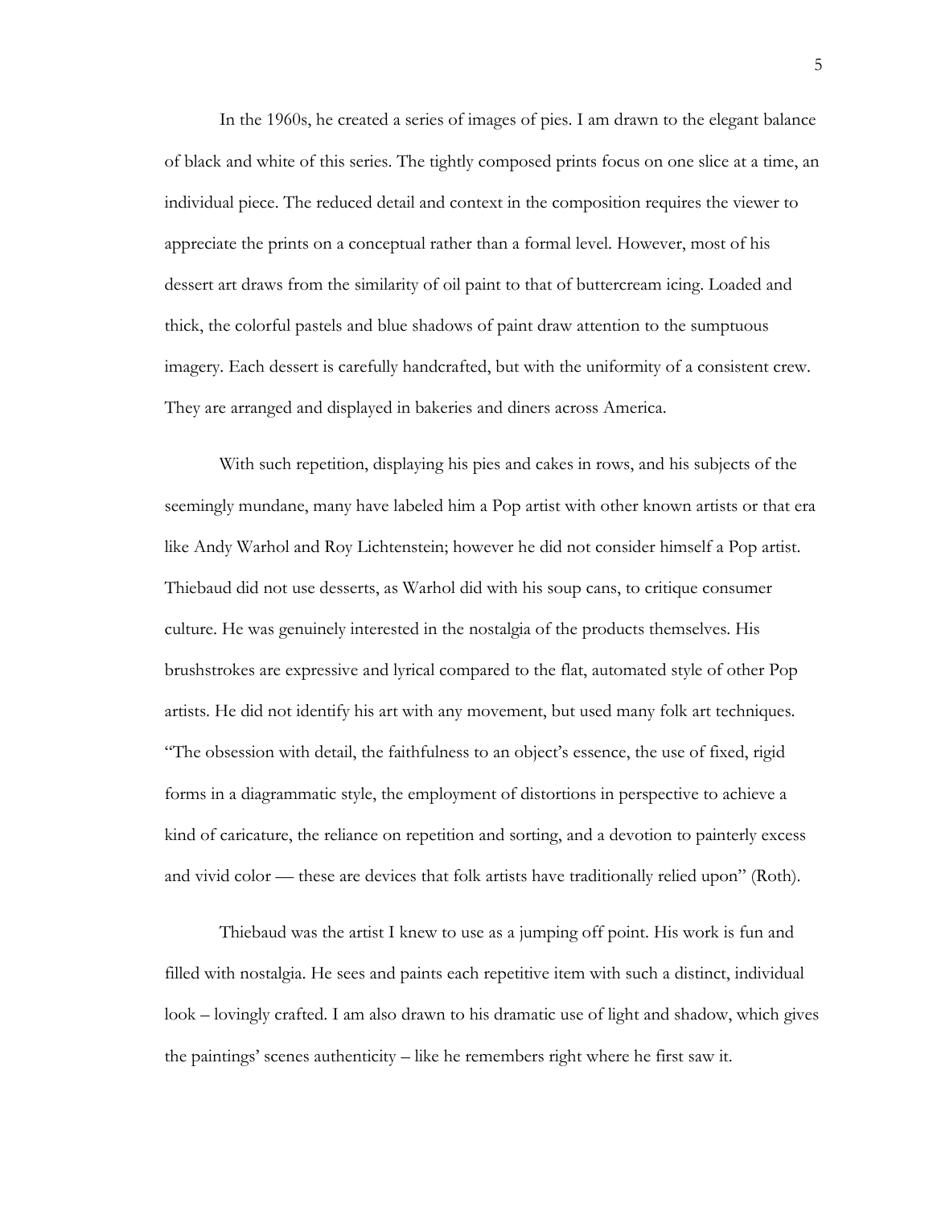In the 1960s, he created a series of images of pies. I am drawn to the elegant balance of black and white of this series. The tightly composed prints focus on one slice at a time, an individual piece. The reduced detail and context in the composition requires the viewer to appreciate the prints on a conceptual rather than a formal level. However, most of his dessert art draws from the similarity of oil paint to that of buttercream icing. Loaded and thick, the colorful pastels and blue shadows of paint draw attention to the sumptuous imagery. Each dessert is carefully handcrafted, but with the uniformity of a consistent crew. They are arranged and displayed in bakeries and diners across America.

With such repetition, displaying his pies and cakes in rows, and his subjects of the seemingly mundane, many have labeled him a Pop artist with other known artists or that era like Andy Warhol and Roy Lichtenstein; however he did not consider himself a Pop artist. Thiebaud did not use desserts, as Warhol did with his soup cans, to critique consumer culture. He was genuinely interested in the nostalgia of the products themselves. His brushstrokes are expressive and lyrical compared to the flat, automated style of other Pop artists. He did not identify his art with any movement, but used many folk art techniques. "The obsession with detail, the faithfulness to an object's essence, the use of fixed, rigid forms in a diagrammatic style, the employment of distortions in perspective to achieve a kind of caricature, the reliance on repetition and sorting, and a devotion to painterly excess and vivid color — these are devices that folk artists have traditionally relied upon" (Roth).

Thiebaud was the artist I knew to use as a jumping off point. His work is fun and filled with nostalgia. He sees and paints each repetitive item with such a distinct, individual look – lovingly crafted. I am also drawn to his dramatic use of light and shadow, which gives the paintings' scenes authenticity – like he remembers right where he first saw it.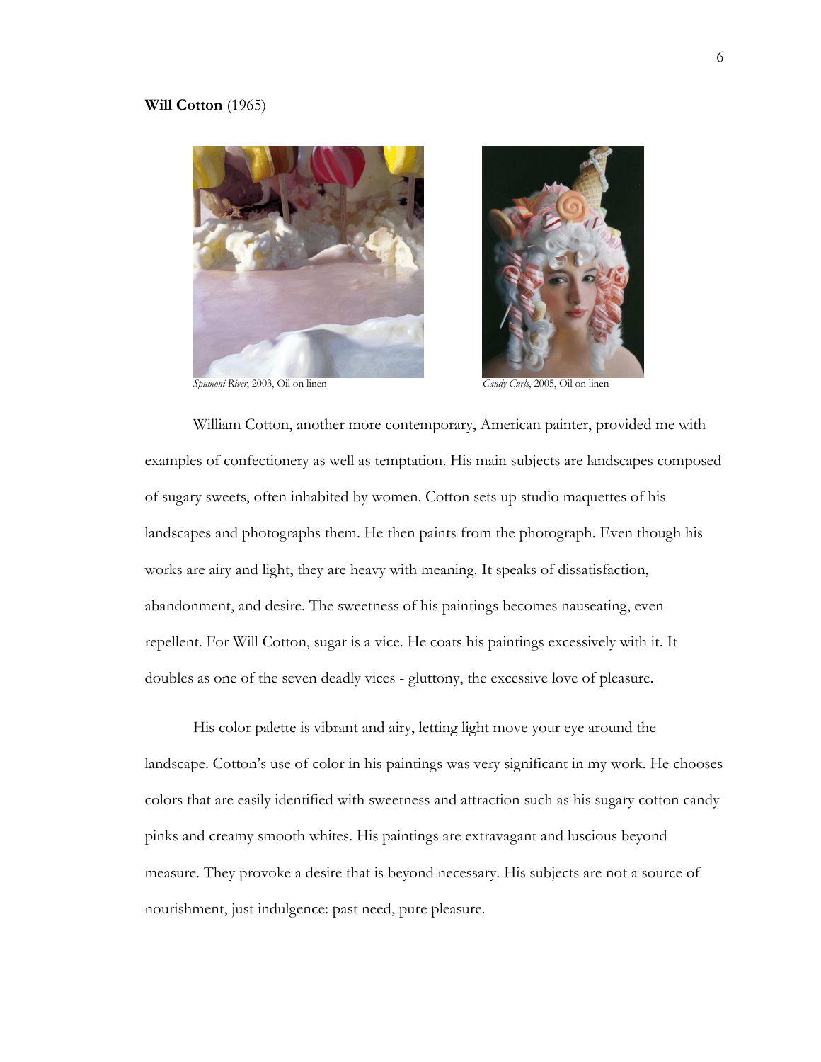**Will Cotton** (1965)

*Spumoni River*, 2003, Oil on linen

*Candy Curls*, 2005, Oil on linen

William Cotton, another more contemporary, American painter, provided me with examples of confectionery as well as temptation. His main subjects are landscapes composed of sugary sweets, often inhabited by women. Cotton sets up studio maquettes of his landscapes and photographs them. He then paints from the photograph. Even though his works are airy and light, they are heavy with meaning. It speaks of dissatisfaction, abandonment, and desire. The sweetness of his paintings becomes nauseating, even repellent. For Will Cotton, sugar is a vice. He coats his paintings excessively with it. It doubles as one of the seven deadly vices - gluttony, the excessive love of pleasure.

His color palette is vibrant and airy, letting light move your eye around the landscape. Cotton's use of color in his paintings was very significant in my work. He chooses colors that are easily identified with sweetness and attraction such as his sugary cotton candy pinks and creamy smooth whites. His paintings are extravagant and luscious beyond measure. They provoke a desire that is beyond necessary. His subjects are not a source of nourishment, just indulgence: past need, pure pleasure.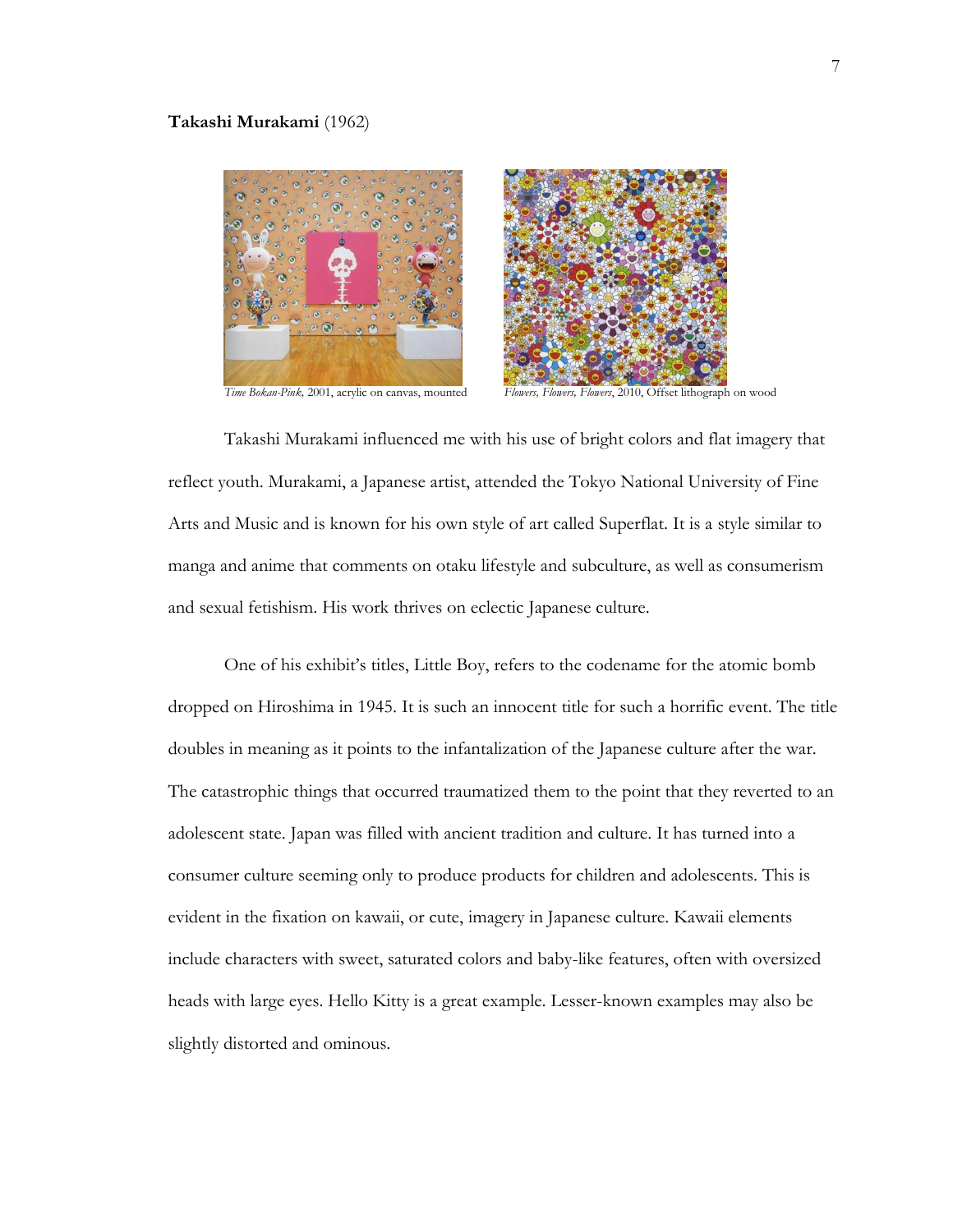**Takashi Murakami** (1962)

*Time Bokan-Pink,* 2001, acrylic on canvas, mounted

*Flowers, Flowers, Flowers*, 2010, Offset lithograph on wood

Takashi Murakami influenced me with his use of bright colors and flat imagery that reflect youth. Murakami, a Japanese artist, attended the Tokyo National University of Fine Arts and Music and is known for his own style of art called Superflat. It is a style similar to manga and anime that comments on otaku lifestyle and subculture, as well as consumerism and sexual fetishism. His work thrives on eclectic Japanese culture.

One of his exhibit's titles, Little Boy, refers to the codename for the atomic bomb dropped on Hiroshima in 1945. It is such an innocent title for such a horrific event. The title doubles in meaning as it points to the infantalization of the Japanese culture after the war. The catastrophic things that occurred traumatized them to the point that they reverted to an adolescent state. Japan was filled with ancient tradition and culture. It has turned into a consumer culture seeming only to produce products for children and adolescents. This is evident in the fixation on kawaii, or cute, imagery in Japanese culture. Kawaii elements include characters with sweet, saturated colors and baby-like features, often with oversized heads with large eyes. Hello Kitty is a great example. Lesser-known examples may also be slightly distorted and ominous.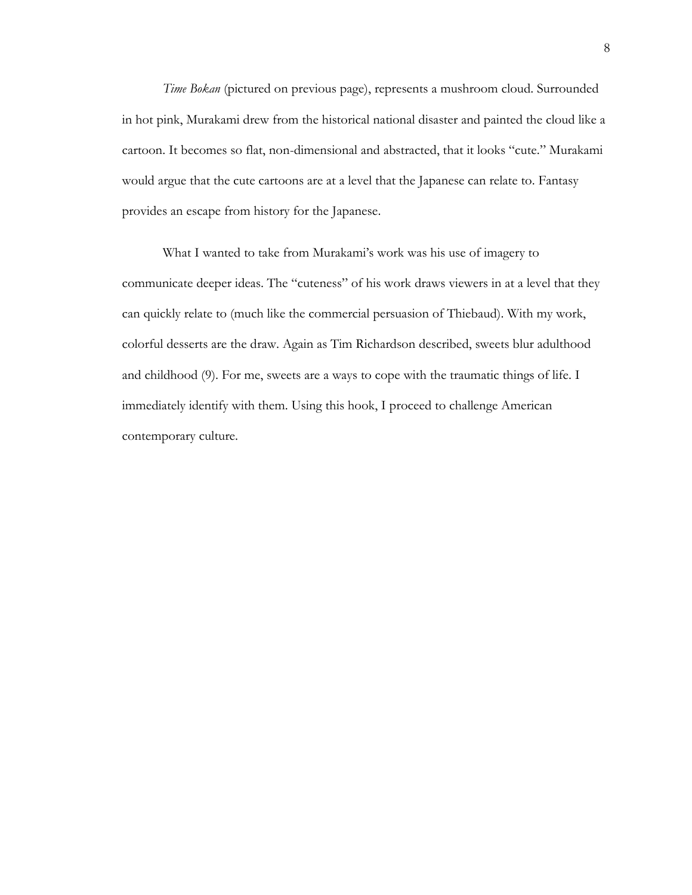*Time Bokan* (pictured on previous page), represents a mushroom cloud. Surrounded in hot pink, Murakami drew from the historical national disaster and painted the cloud like a cartoon. It becomes so flat, non-dimensional and abstracted, that it looks "cute." Murakami would argue that the cute cartoons are at a level that the Japanese can relate to. Fantasy provides an escape from history for the Japanese.

What I wanted to take from Murakami's work was his use of imagery to communicate deeper ideas. The "cuteness" of his work draws viewers in at a level that they can quickly relate to (much like the commercial persuasion of Thiebaud). With my work, colorful desserts are the draw. Again as Tim Richardson described, sweets blur adulthood and childhood (9). For me, sweets are a ways to cope with the traumatic things of life. I immediately identify with them. Using this hook, I proceed to challenge American contemporary culture.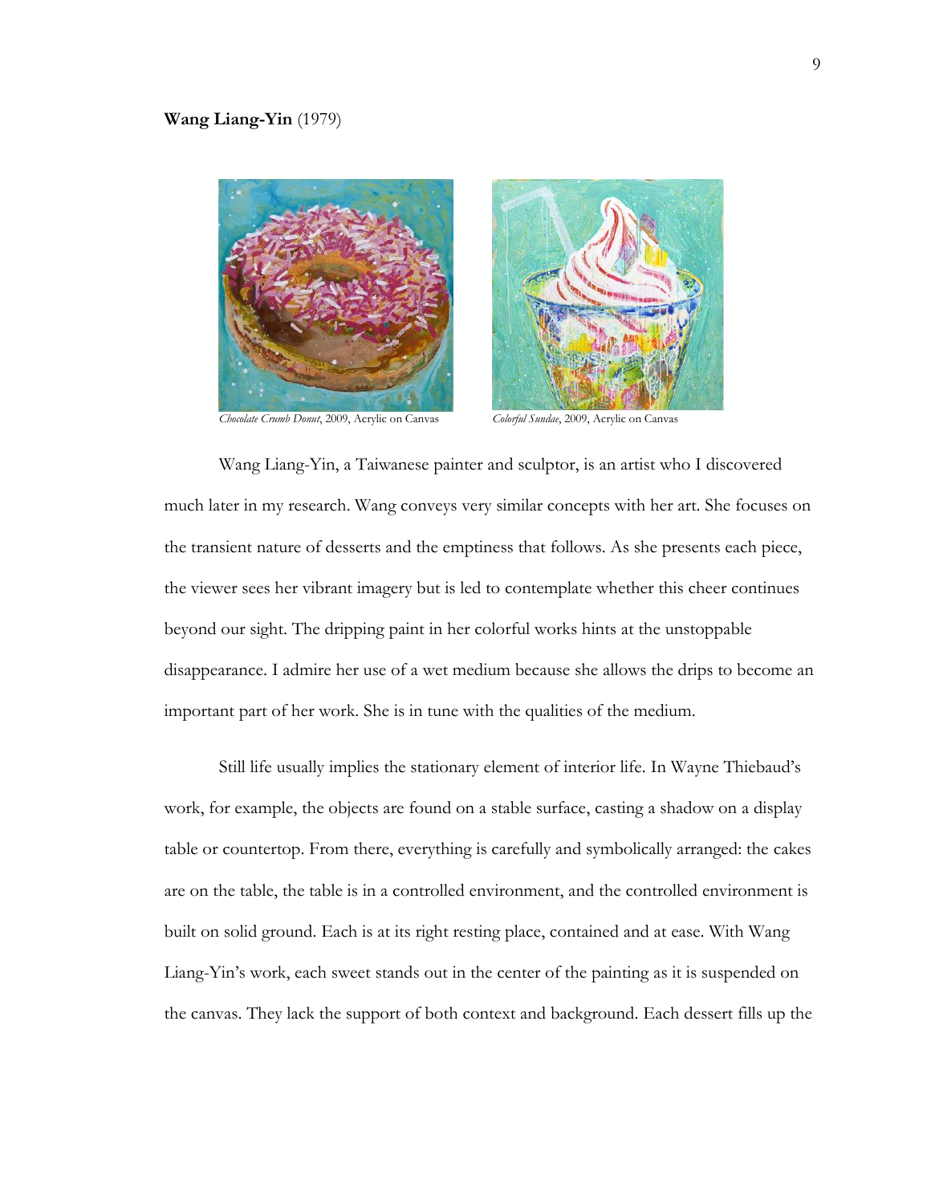**Wang Liang-Yin** (1979)

*Chocolate Crumb Donut*, 2009, Acrylic on Canvas

*Colorful Sundae*, 2009, Acrylic on Canvas

Wang Liang-Yin, a Taiwanese painter and sculptor, is an artist who I discovered much later in my research. Wang conveys very similar concepts with her art. She focuses on the transient nature of desserts and the emptiness that follows. As she presents each piece, the viewer sees her vibrant imagery but is led to contemplate whether this cheer continues beyond our sight. The dripping paint in her colorful works hints at the unstoppable disappearance. I admire her use of a wet medium because she allows the drips to become an important part of her work. She is in tune with the qualities of the medium.

Still life usually implies the stationary element of interior life. In Wayne Thiebaud's work, for example, the objects are found on a stable surface, casting a shadow on a display table or countertop. From there, everything is carefully and symbolically arranged: the cakes are on the table, the table is in a controlled environment, and the controlled environment is built on solid ground. Each is at its right resting place, contained and at ease. With Wang Liang-Yin's work, each sweet stands out in the center of the painting as it is suspended on the canvas. They lack the support of both context and background. Each dessert fills up the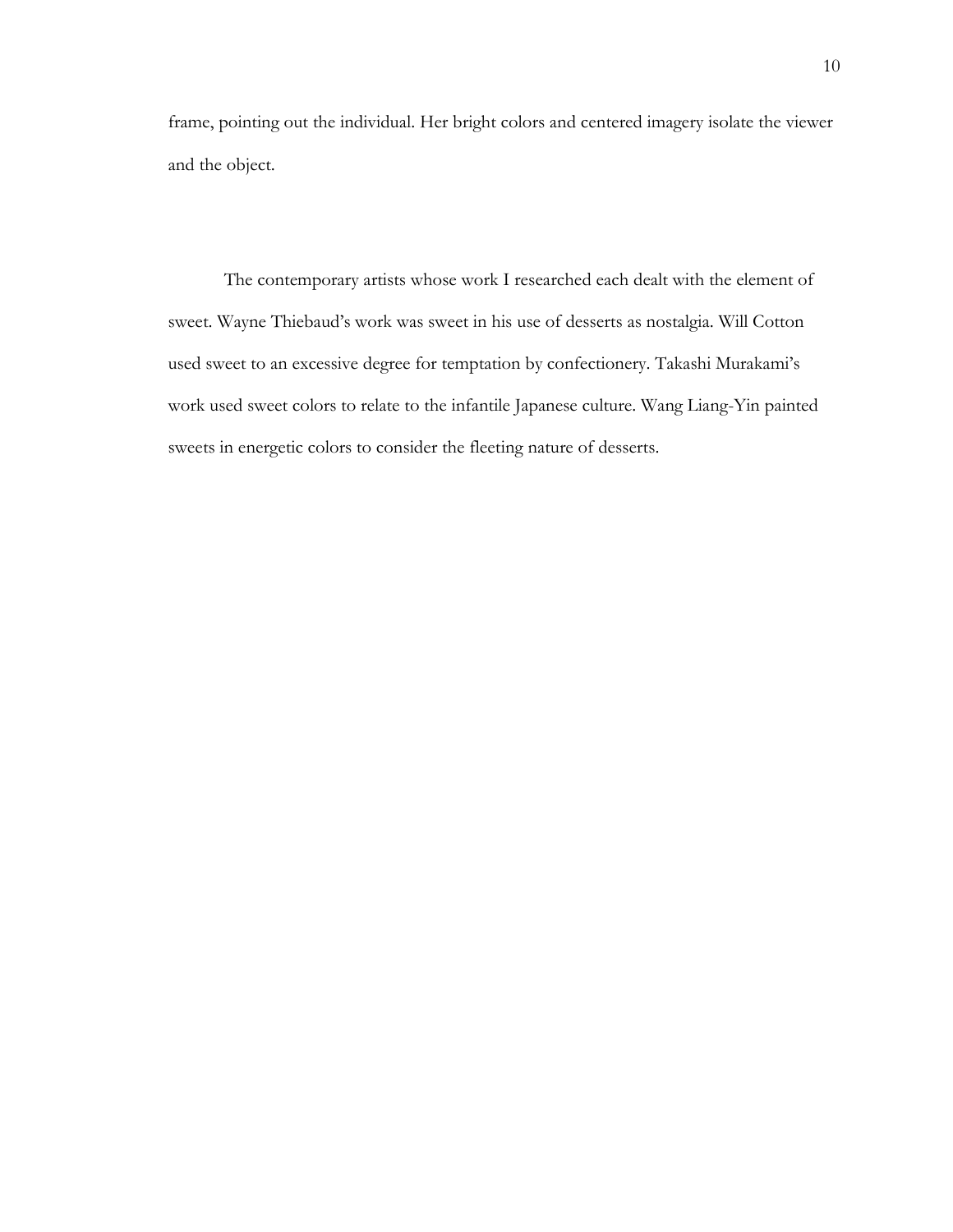frame, pointing out the individual. Her bright colors and centered imagery isolate the viewer and the object.

The contemporary artists whose work I researched each dealt with the element of sweet. Wayne Thiebaud's work was sweet in his use of desserts as nostalgia. Will Cotton used sweet to an excessive degree for temptation by confectionery. Takashi Murakami's work used sweet colors to relate to the infantile Japanese culture. Wang Liang-Yin painted sweets in energetic colors to consider the fleeting nature of desserts.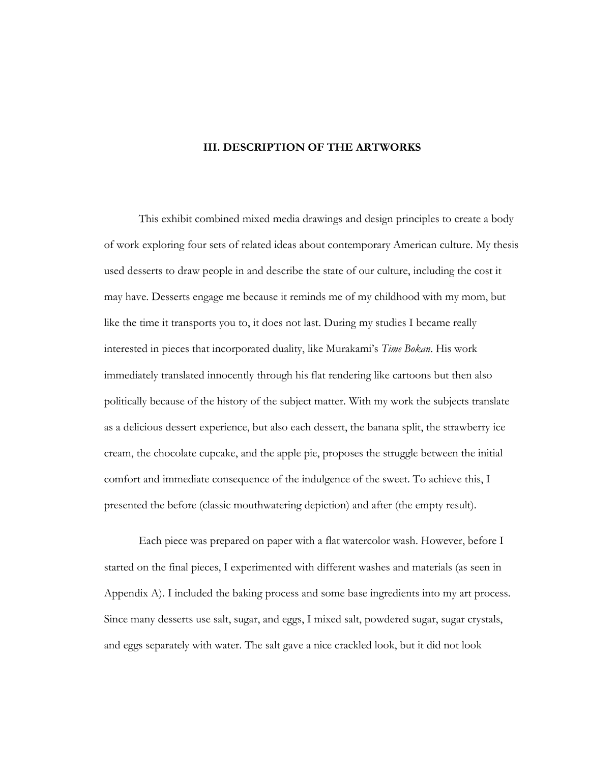## III. DESCRIPTION OF THE ARTWORKS

This exhibit combined mixed media drawings and design principles to create a body of work exploring four sets of related ideas about contemporary American culture. My thesis used desserts to draw people in and describe the state of our culture, including the cost it may have. Desserts engage me because it reminds me of my childhood with my mom, but like the time it transports you to, it does not last. During my studies I became really interested in pieces that incorporated duality, like Murakami's *Time Bokan*. His work immediately translated innocently through his flat rendering like cartoons but then also politically because of the history of the subject matter. With my work the subjects translate as a delicious dessert experience, but also each dessert, the banana split, the strawberry ice cream, the chocolate cupcake, and the apple pie, proposes the struggle between the initial comfort and immediate consequence of the indulgence of the sweet. To achieve this, I presented the before (classic mouthwatering depiction) and after (the empty result).

Each piece was prepared on paper with a flat watercolor wash. However, before I started on the final pieces, I experimented with different washes and materials (as seen in Appendix A). I included the baking process and some base ingredients into my art process. Since many desserts use salt, sugar, and eggs, I mixed salt, powdered sugar, sugar crystals, and eggs separately with water. The salt gave a nice crackled look, but it did not look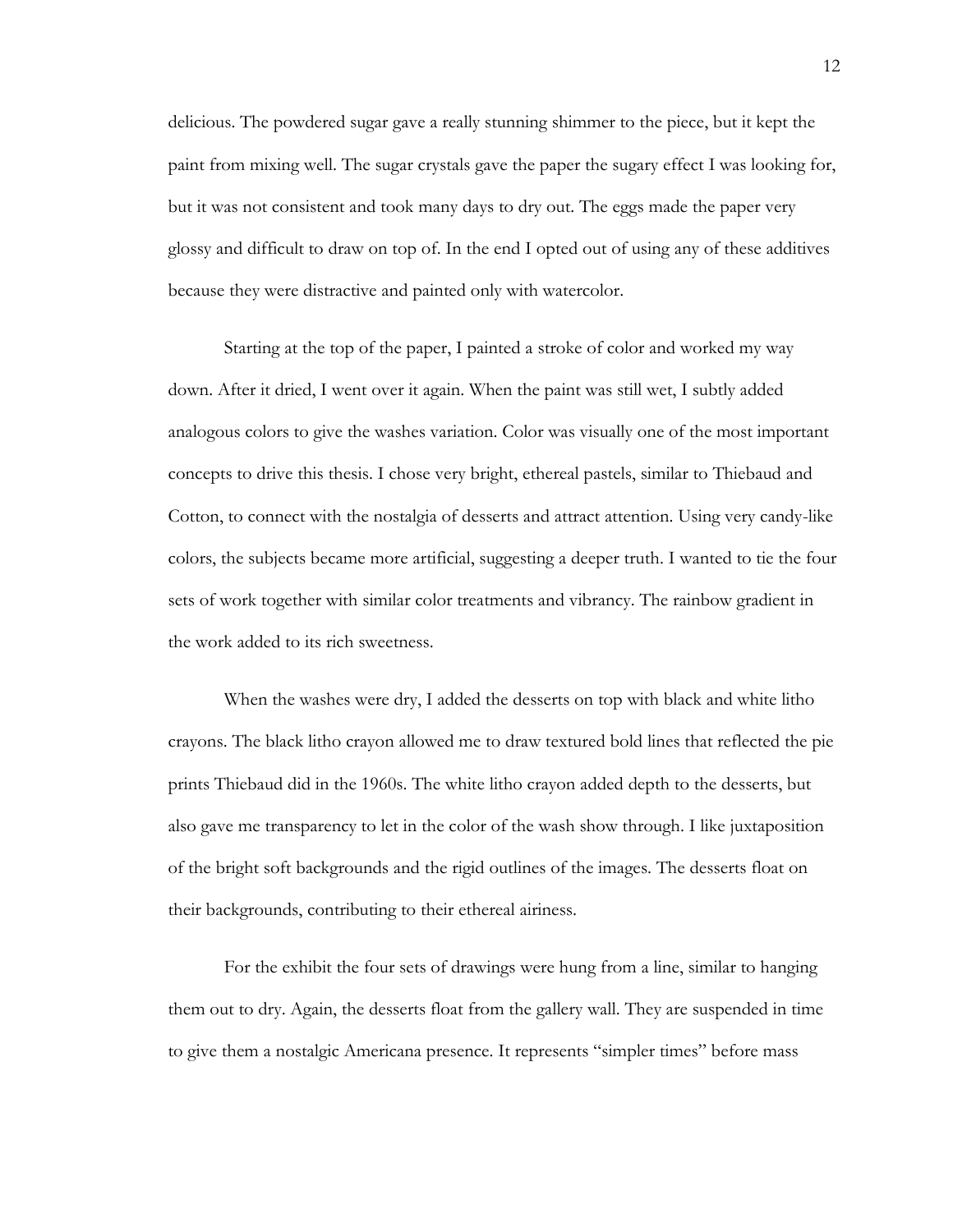delicious. The powdered sugar gave a really stunning shimmer to the piece, but it kept the paint from mixing well. The sugar crystals gave the paper the sugary effect I was looking for, but it was not consistent and took many days to dry out. The eggs made the paper very glossy and difficult to draw on top of. In the end I opted out of using any of these additives because they were distractive and painted only with watercolor.

Starting at the top of the paper, I painted a stroke of color and worked my way down. After it dried, I went over it again. When the paint was still wet, I subtly added analogous colors to give the washes variation. Color was visually one of the most important concepts to drive this thesis. I chose very bright, ethereal pastels, similar to Thiebaud and Cotton, to connect with the nostalgia of desserts and attract attention. Using very candy-like colors, the subjects became more artificial, suggesting a deeper truth. I wanted to tie the four sets of work together with similar color treatments and vibrancy. The rainbow gradient in the work added to its rich sweetness.

When the washes were dry, I added the desserts on top with black and white litho crayons. The black litho crayon allowed me to draw textured bold lines that reflected the pie prints Thiebaud did in the 1960s. The white litho crayon added depth to the desserts, but also gave me transparency to let in the color of the wash show through. I like juxtaposition of the bright soft backgrounds and the rigid outlines of the images. The desserts float on their backgrounds, contributing to their ethereal airiness.

For the exhibit the four sets of drawings were hung from a line, similar to hanging them out to dry. Again, the desserts float from the gallery wall. They are suspended in time to give them a nostalgic Americana presence. It represents "simpler times" before mass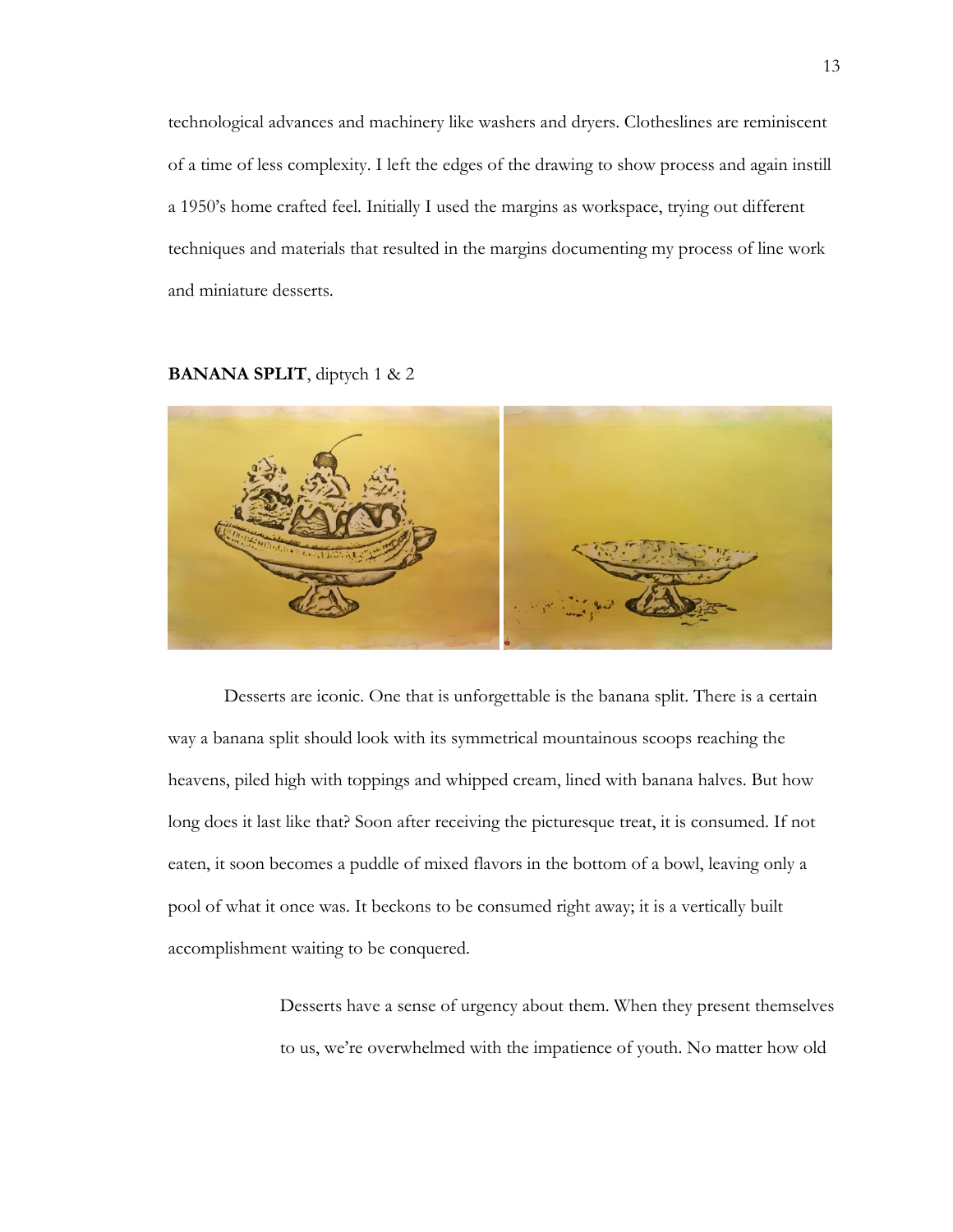technological advances and machinery like washers and dryers. Clotheslines are reminiscent of a time of less complexity. I left the edges of the drawing to show process and again instill a 1950's home crafted feel. Initially I used the margins as workspace, trying out different techniques and materials that resulted in the margins documenting my process of line work and miniature desserts.

**BANANA SPLIT**, diptych 1 & 2

Desserts are iconic. One that is unforgettable is the banana split. There is a certain way a banana split should look with its symmetrical mountainous scoops reaching the heavens, piled high with toppings and whipped cream, lined with banana halves. But how long does it last like that? Soon after receiving the picturesque treat, it is consumed. If not eaten, it soon becomes a puddle of mixed flavors in the bottom of a bowl, leaving only a pool of what it once was. It beckons to be consumed right away; it is a vertically built accomplishment waiting to be conquered.

> Desserts have a sense of urgency about them. When they present themselves to us, we're overwhelmed with the impatience of youth. No matter how old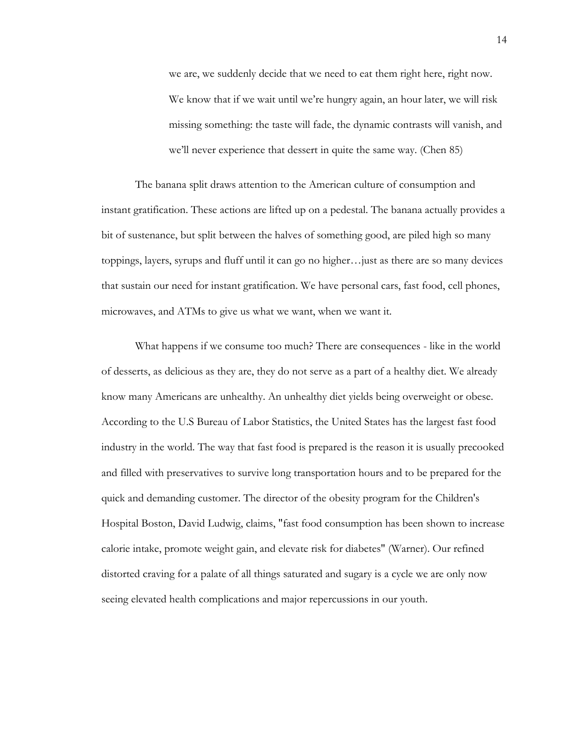> we are, we suddenly decide that we need to eat them right here, right now. We know that if we wait until we're hungry again, an hour later, we will risk missing something: the taste will fade, the dynamic contrasts will vanish, and we'll never experience that dessert in quite the same way. (Chen 85)

The banana split draws attention to the American culture of consumption and instant gratification. These actions are lifted up on a pedestal. The banana actually provides a bit of sustenance, but split between the halves of something good, are piled high so many toppings, layers, syrups and fluff until it can go no higher…just as there are so many devices that sustain our need for instant gratification. We have personal cars, fast food, cell phones, microwaves, and ATMs to give us what we want, when we want it.

What happens if we consume too much? There are consequences - like in the world of desserts, as delicious as they are, they do not serve as a part of a healthy diet. We already know many Americans are unhealthy. An unhealthy diet yields being overweight or obese. According to the U.S Bureau of Labor Statistics, the United States has the largest fast food industry in the world. The way that fast food is prepared is the reason it is usually precooked and filled with preservatives to survive long transportation hours and to be prepared for the quick and demanding customer. The director of the obesity program for the Children's Hospital Boston, David Ludwig, claims, "fast food consumption has been shown to increase calorie intake, promote weight gain, and elevate risk for diabetes" (Warner). Our refined distorted craving for a palate of all things saturated and sugary is a cycle we are only now seeing elevated health complications and major repercussions in our youth.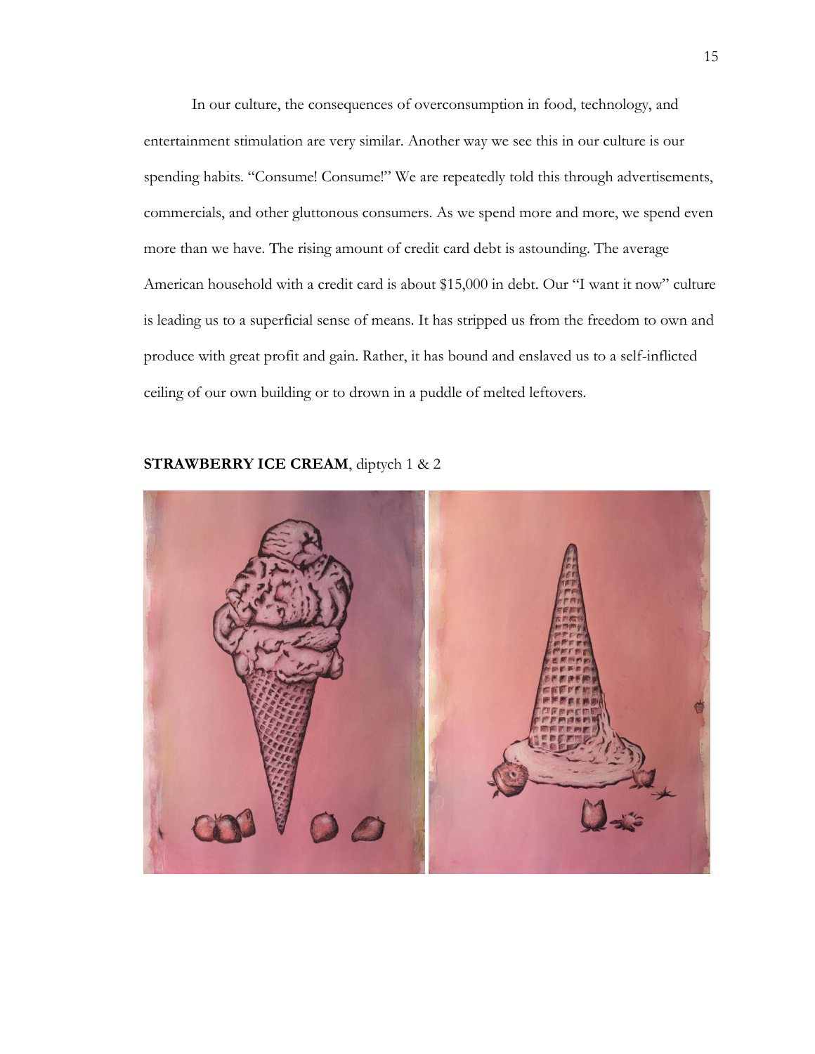In our culture, the consequences of overconsumption in food, technology, and entertainment stimulation are very similar. Another way we see this in our culture is our spending habits. "Consume! Consume!" We are repeatedly told this through advertisements, commercials, and other gluttonous consumers. As we spend more and more, we spend even more than we have. The rising amount of credit card debt is astounding. The average American household with a credit card is about $15,000 in debt. Our "I want it now" culture is leading us to a superficial sense of means. It has stripped us from the freedom to own and produce with great profit and gain. Rather, it has bound and enslaved us to a self-inflicted ceiling of our own building or to drown in a puddle of melted leftovers.

**STRAWBERRY ICE CREAM**, diptych 1 & 2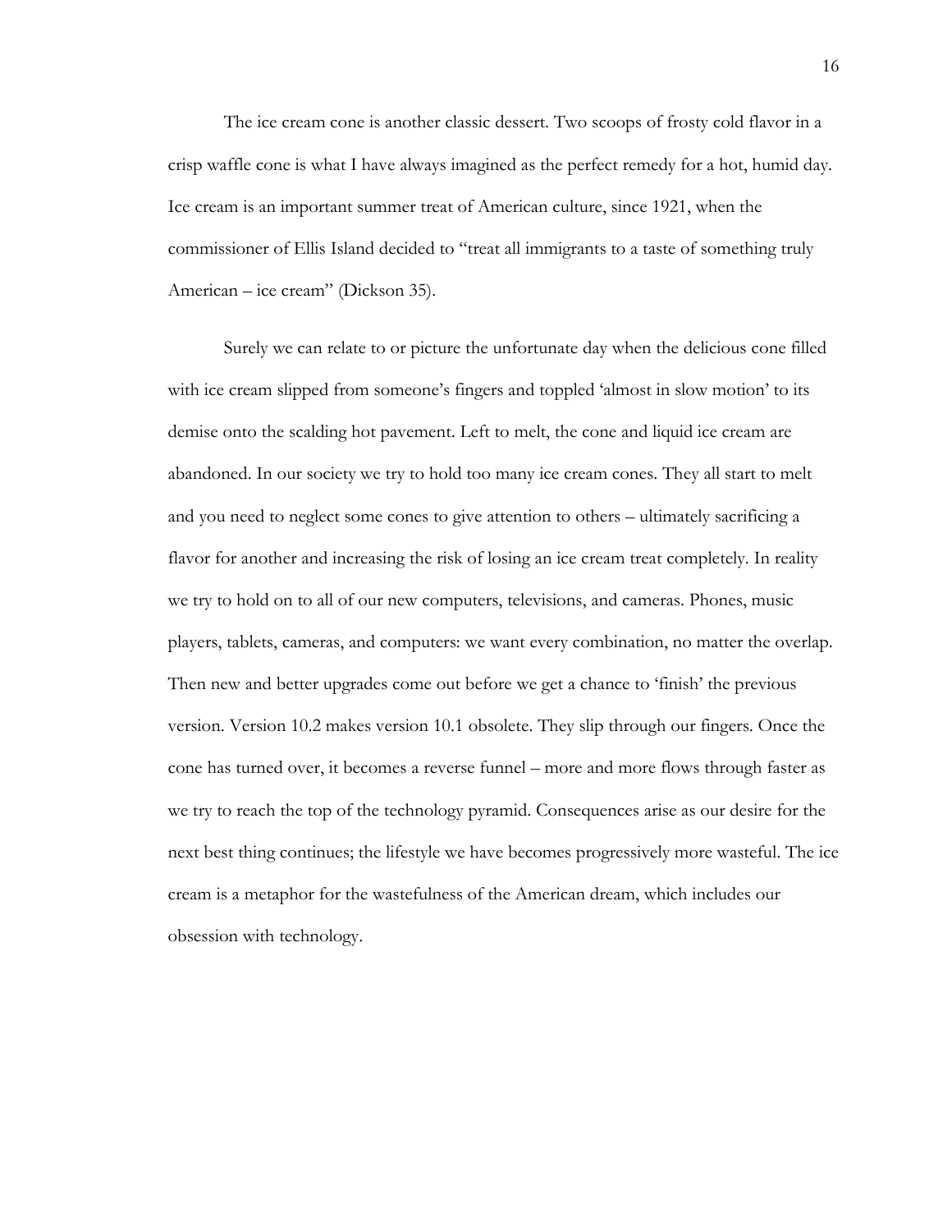The ice cream cone is another classic dessert. Two scoops of frosty cold flavor in a crisp waffle cone is what I have always imagined as the perfect remedy for a hot, humid day. Ice cream is an important summer treat of American culture, since 1921, when the commissioner of Ellis Island decided to "treat all immigrants to a taste of something truly American – ice cream" (Dickson 35).

Surely we can relate to or picture the unfortunate day when the delicious cone filled with ice cream slipped from someone's fingers and toppled 'almost in slow motion' to its demise onto the scalding hot pavement. Left to melt, the cone and liquid ice cream are abandoned. In our society we try to hold too many ice cream cones. They all start to melt and you need to neglect some cones to give attention to others – ultimately sacrificing a flavor for another and increasing the risk of losing an ice cream treat completely. In reality we try to hold on to all of our new computers, televisions, and cameras. Phones, music players, tablets, cameras, and computers: we want every combination, no matter the overlap. Then new and better upgrades come out before we get a chance to 'finish' the previous version. Version 10.2 makes version 10.1 obsolete. They slip through our fingers. Once the cone has turned over, it becomes a reverse funnel – more and more flows through faster as we try to reach the top of the technology pyramid. Consequences arise as our desire for the next best thing continues; the lifestyle we have becomes progressively more wasteful. The ice cream is a metaphor for the wastefulness of the American dream, which includes our obsession with technology.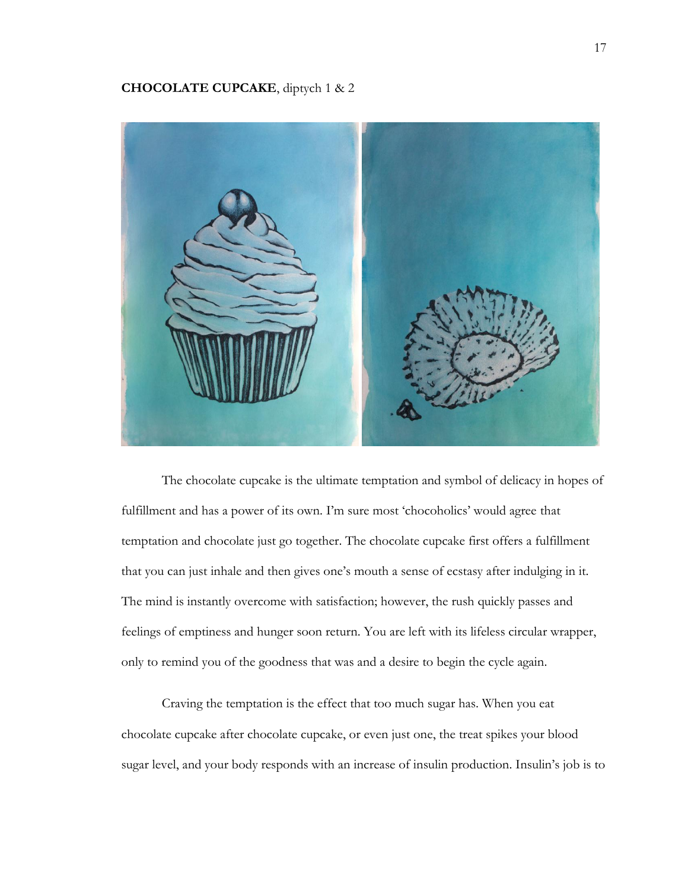**CHOCOLATE CUPCAKE**, diptych 1 & 2

The chocolate cupcake is the ultimate temptation and symbol of delicacy in hopes of fulfillment and has a power of its own. I'm sure most 'chocoholics' would agree that temptation and chocolate just go together. The chocolate cupcake first offers a fulfillment that you can just inhale and then gives one's mouth a sense of ecstasy after indulging in it. The mind is instantly overcome with satisfaction; however, the rush quickly passes and feelings of emptiness and hunger soon return. You are left with its lifeless circular wrapper, only to remind you of the goodness that was and a desire to begin the cycle again.

Craving the temptation is the effect that too much sugar has. When you eat chocolate cupcake after chocolate cupcake, or even just one, the treat spikes your blood sugar level, and your body responds with an increase of insulin production. Insulin's job is to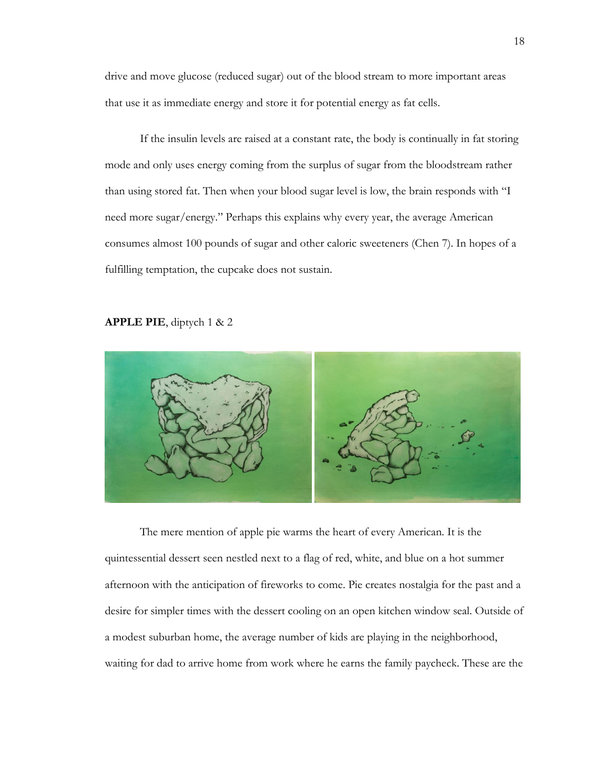drive and move glucose (reduced sugar) out of the blood stream to more important areas that use it as immediate energy and store it for potential energy as fat cells.

If the insulin levels are raised at a constant rate, the body is continually in fat storing mode and only uses energy coming from the surplus of sugar from the bloodstream rather than using stored fat. Then when your blood sugar level is low, the brain responds with "I need more sugar/energy." Perhaps this explains why every year, the average American consumes almost 100 pounds of sugar and other caloric sweeteners (Chen 7). In hopes of a fulfilling temptation, the cupcake does not sustain.

**APPLE PIE**, diptych 1 & 2

The mere mention of apple pie warms the heart of every American. It is the quintessential dessert seen nestled next to a flag of red, white, and blue on a hot summer afternoon with the anticipation of fireworks to come. Pie creates nostalgia for the past and a desire for simpler times with the dessert cooling on an open kitchen window seal. Outside of a modest suburban home, the average number of kids are playing in the neighborhood, waiting for dad to arrive home from work where he earns the family paycheck. These are the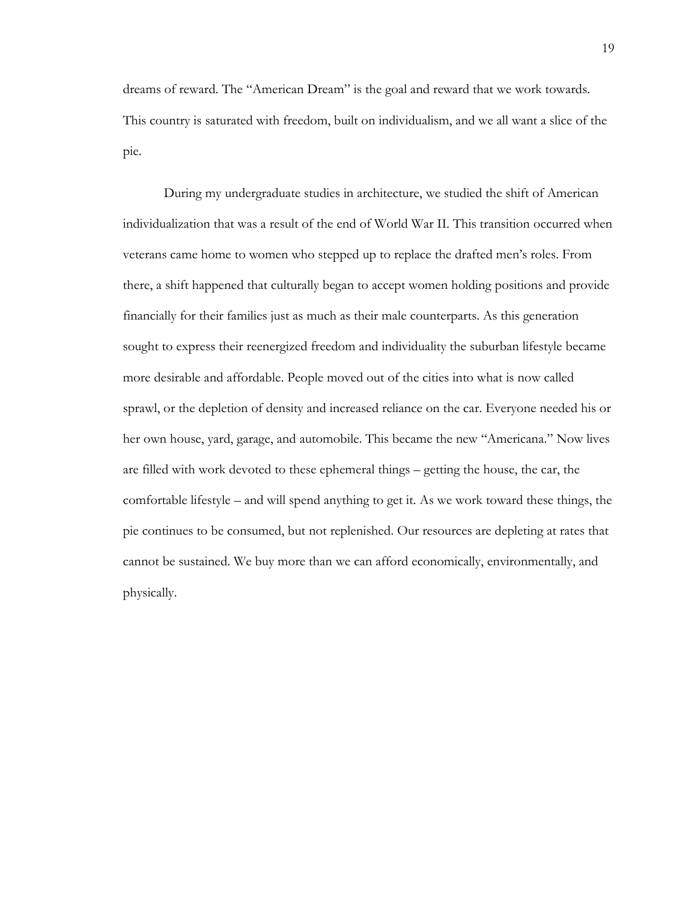dreams of reward. The "American Dream" is the goal and reward that we work towards. This country is saturated with freedom, built on individualism, and we all want a slice of the pie.

During my undergraduate studies in architecture, we studied the shift of American individualization that was a result of the end of World War II. This transition occurred when veterans came home to women who stepped up to replace the drafted men's roles. From there, a shift happened that culturally began to accept women holding positions and provide financially for their families just as much as their male counterparts. As this generation sought to express their reenergized freedom and individuality the suburban lifestyle became more desirable and affordable. People moved out of the cities into what is now called sprawl, or the depletion of density and increased reliance on the car. Everyone needed his or her own house, yard, garage, and automobile. This became the new "Americana." Now lives are filled with work devoted to these ephemeral things – getting the house, the car, the comfortable lifestyle – and will spend anything to get it. As we work toward these things, the pie continues to be consumed, but not replenished. Our resources are depleting at rates that cannot be sustained. We buy more than we can afford economically, environmentally, and physically.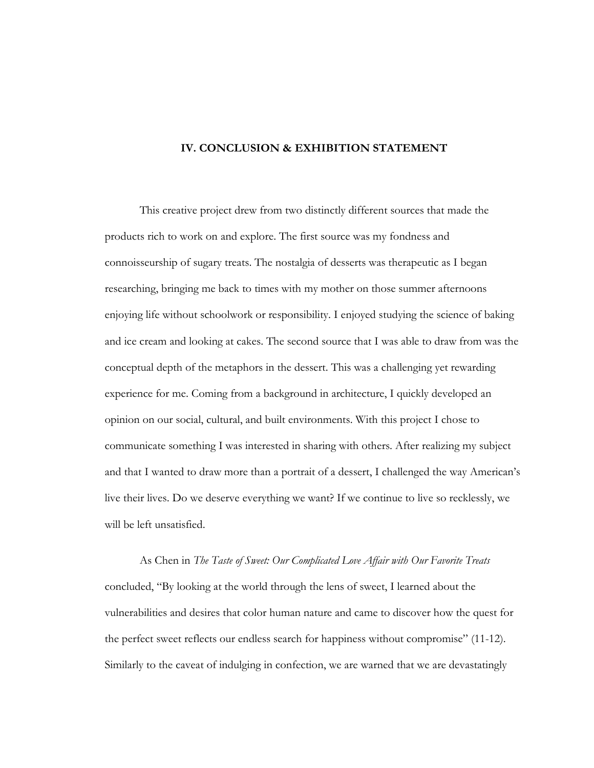## IV. CONCLUSION & EXHIBITION STATEMENT

This creative project drew from two distinctly different sources that made the products rich to work on and explore. The first source was my fondness and connoisseurship of sugary treats. The nostalgia of desserts was therapeutic as I began researching, bringing me back to times with my mother on those summer afternoons enjoying life without schoolwork or responsibility. I enjoyed studying the science of baking and ice cream and looking at cakes. The second source that I was able to draw from was the conceptual depth of the metaphors in the dessert. This was a challenging yet rewarding experience for me. Coming from a background in architecture, I quickly developed an opinion on our social, cultural, and built environments. With this project I chose to communicate something I was interested in sharing with others. After realizing my subject and that I wanted to draw more than a portrait of a dessert, I challenged the way American's live their lives. Do we deserve everything we want? If we continue to live so recklessly, we will be left unsatisfied.

As Chen in *The Taste of Sweet: Our Complicated Love Affair with Our Favorite Treats* concluded, "By looking at the world through the lens of sweet, I learned about the vulnerabilities and desires that color human nature and came to discover how the quest for the perfect sweet reflects our endless search for happiness without compromise" (11-12). Similarly to the caveat of indulging in confection, we are warned that we are devastatingly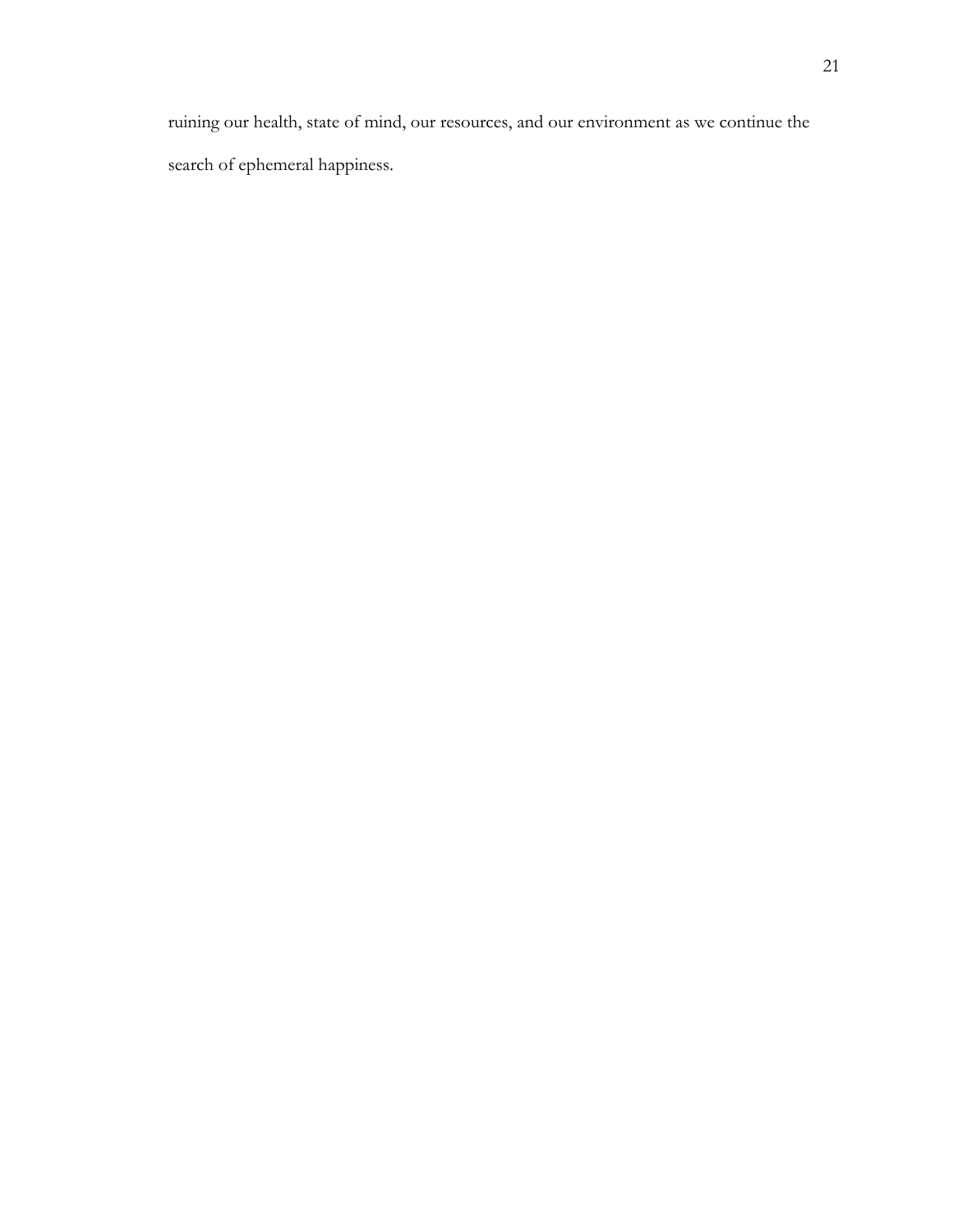ruining our health, state of mind, our resources, and our environment as we continue the search of ephemeral happiness.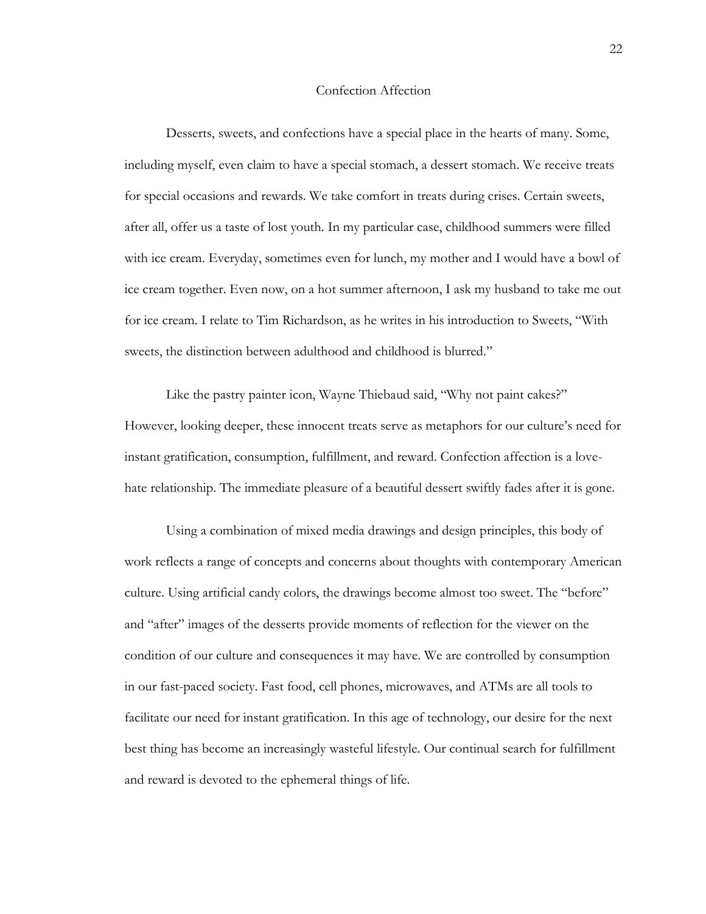# Confection Affection

Desserts, sweets, and confections have a special place in the hearts of many. Some, including myself, even claim to have a special stomach, a dessert stomach. We receive treats for special occasions and rewards. We take comfort in treats during crises. Certain sweets, after all, offer us a taste of lost youth. In my particular case, childhood summers were filled with ice cream. Everyday, sometimes even for lunch, my mother and I would have a bowl of ice cream together. Even now, on a hot summer afternoon, I ask my husband to take me out for ice cream. I relate to Tim Richardson, as he writes in his introduction to Sweets, "With sweets, the distinction between adulthood and childhood is blurred."

Like the pastry painter icon, Wayne Thiebaud said, "Why not paint cakes?" However, looking deeper, these innocent treats serve as metaphors for our culture's need for instant gratification, consumption, fulfillment, and reward. Confection affection is a love-hate relationship. The immediate pleasure of a beautiful dessert swiftly fades after it is gone.

Using a combination of mixed media drawings and design principles, this body of work reflects a range of concepts and concerns about thoughts with contemporary American culture. Using artificial candy colors, the drawings become almost too sweet. The "before" and "after" images of the desserts provide moments of reflection for the viewer on the condition of our culture and consequences it may have. We are controlled by consumption in our fast-paced society. Fast food, cell phones, microwaves, and ATMs are all tools to facilitate our need for instant gratification. In this age of technology, our desire for the next best thing has become an increasingly wasteful lifestyle. Our continual search for fulfillment and reward is devoted to the ephemeral things of life.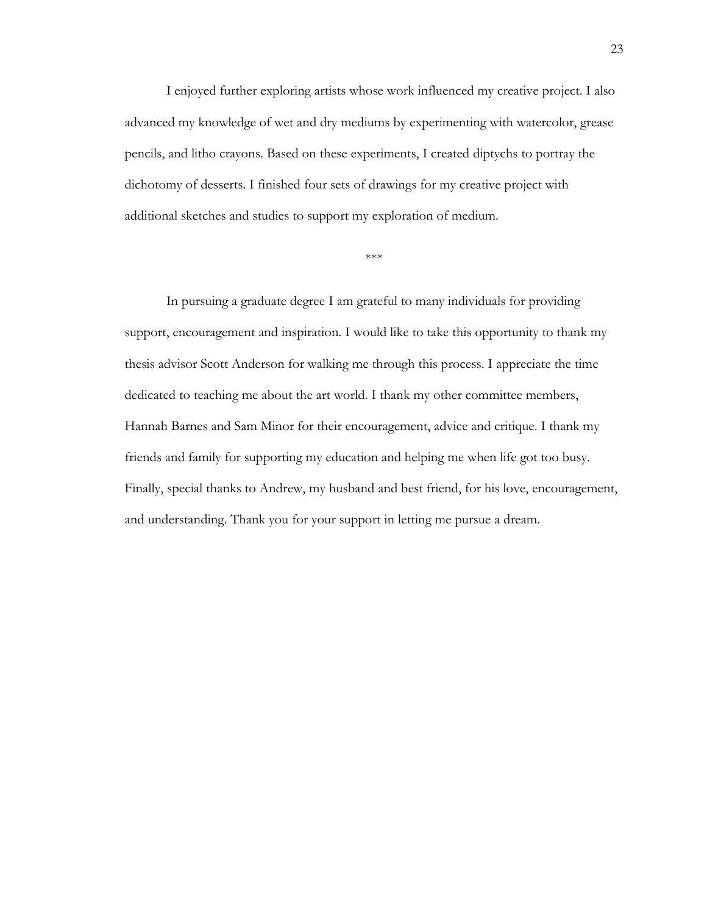I enjoyed further exploring artists whose work influenced my creative project. I also advanced my knowledge of wet and dry mediums by experimenting with watercolor, grease pencils, and litho crayons. Based on these experiments, I created diptychs to portray the dichotomy of desserts. I finished four sets of drawings for my creative project with additional sketches and studies to support my exploration of medium.

***

In pursuing a graduate degree I am grateful to many individuals for providing support, encouragement and inspiration. I would like to take this opportunity to thank my thesis advisor Scott Anderson for walking me through this process. I appreciate the time dedicated to teaching me about the art world. I thank my other committee members, Hannah Barnes and Sam Minor for their encouragement, advice and critique. I thank my friends and family for supporting my education and helping me when life got too busy. Finally, special thanks to Andrew, my husband and best friend, for his love, encouragement, and understanding. Thank you for your support in letting me pursue a dream.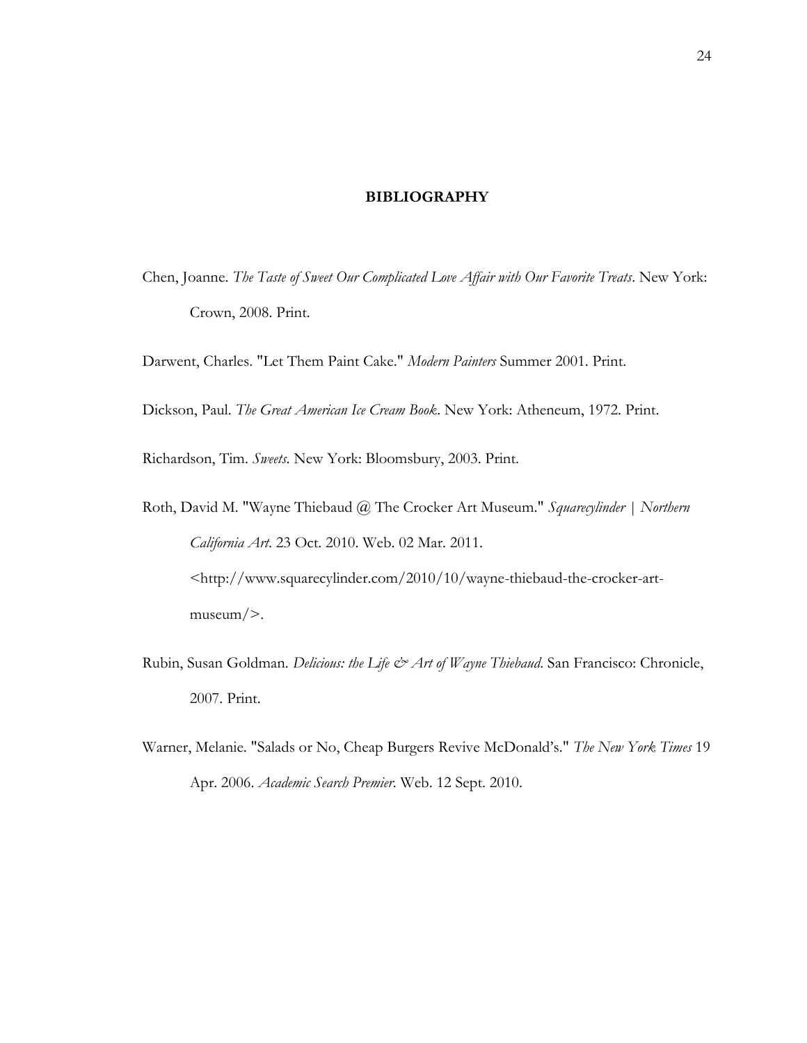# BIBLIOGRAPHY

Chen, Joanne. *The Taste of Sweet Our Complicated Love Affair with Our Favorite Treats*. New York: Crown, 2008. Print.

Darwent, Charles. "Let Them Paint Cake." *Modern Painters* Summer 2001. Print.

Dickson, Paul. *The Great American Ice Cream Book*. New York: Atheneum, 1972. Print.

Richardson, Tim. *Sweets*. New York: Bloomsbury, 2003. Print.

Roth, David M. "Wayne Thiebaud @ The Crocker Art Museum." *Squarecylinder | Northern California Art*. 23 Oct. 2010. Web. 02 Mar. 2011. <http://www.squarecylinder.com/2010/10/wayne-thiebaud-the-crocker-art-museum/>.

Rubin, Susan Goldman. *Delicious: the Life & Art of Wayne Thiebaud*. San Francisco: Chronicle, 2007. Print.

Warner, Melanie. "Salads or No, Cheap Burgers Revive McDonald's." *The New York Times* 19 Apr. 2006. *Academic Search Premier*. Web. 12 Sept. 2010.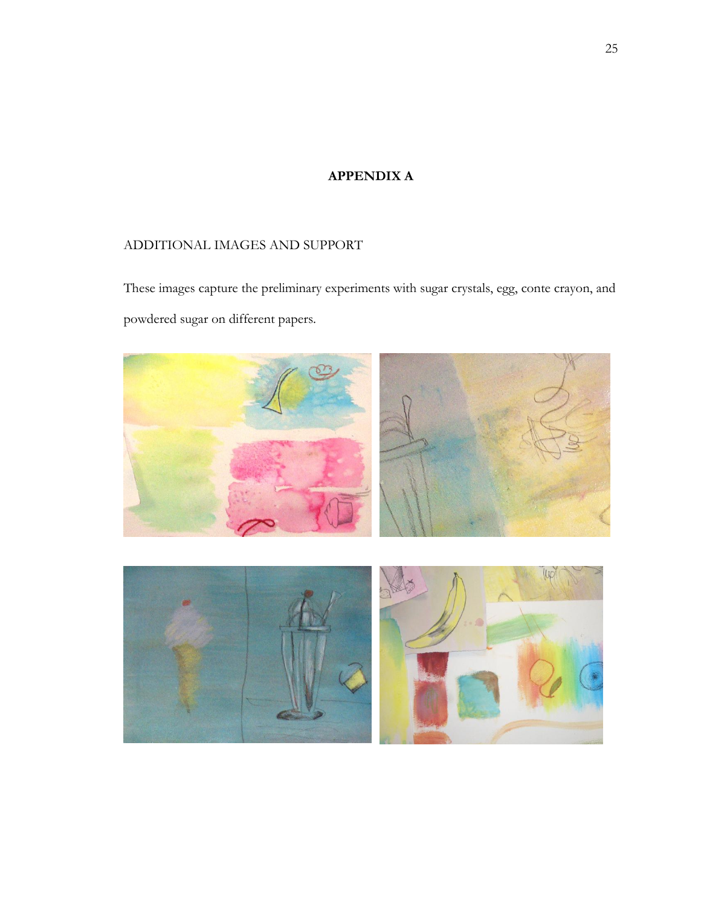# APPENDIX A

ADDITIONAL IMAGES AND SUPPORT

These images capture the preliminary experiments with sugar crystals, egg, conte crayon, and powdered sugar on different papers.